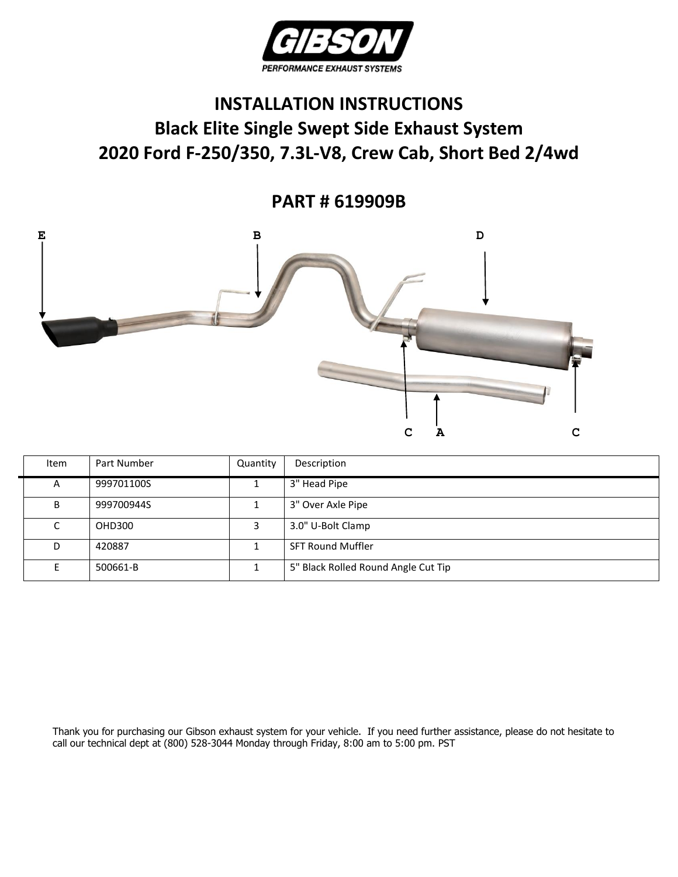# INSTALLATION INSTRUCTIONS

## Black Elite Single Swept Side Exhaust System

## 2020 Ford F-250/350, 7.3L-V8, Crew Cab, Short Bed 2/4wd

## PART # 619909B

| Item | Part Number | Quantity | Description |
|---|---|---|---|
| A | 999701100S | 1 | 3" Head Pipe |
| B | 999700944S | 1 | 3" Over Axle Pipe |
| C | OHD300 | 3 | 3.0" U-Bolt Clamp |
| D | 420887 | 1 | SFT Round Muffler |
| E | 500661-B | 1 | 5" Black Rolled Round Angle Cut Tip |

Thank you for purchasing our Gibson exhaust system for your vehicle. If you need further assistance, please do not hesitate to call our technical dept at (800) 528-3044 Monday through Friday, 8:00 am to 5:00 pm. PST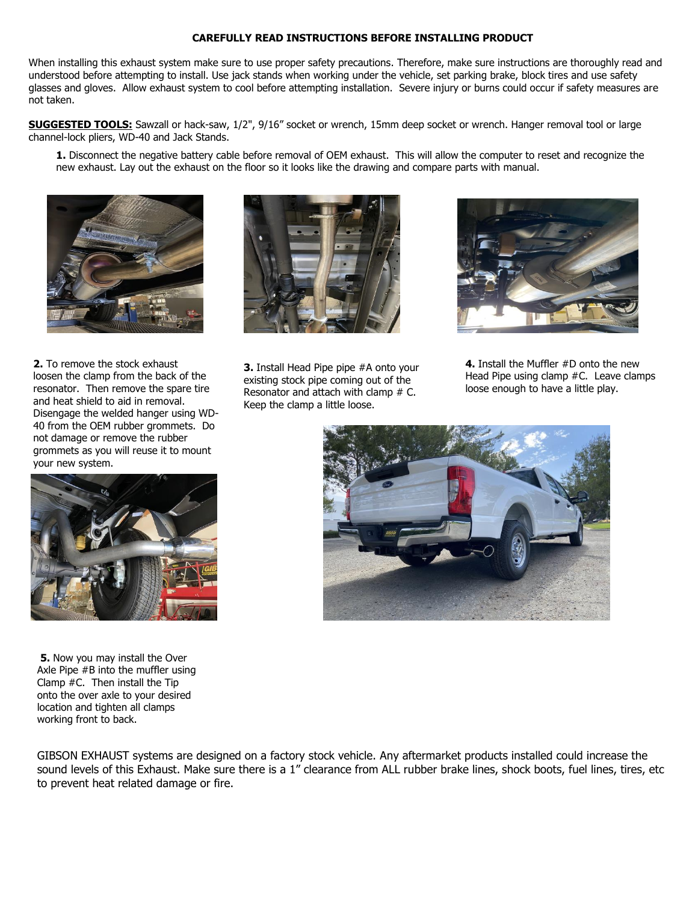**CAREFULLY READ INSTRUCTIONS BEFORE INSTALLING PRODUCT**

When installing this exhaust system make sure to use proper safety precautions. Therefore, make sure instructions are thoroughly read and understood before attempting to install. Use jack stands when working under the vehicle, set parking brake, block tires and use safety glasses and gloves. Allow exhaust system to cool before attempting installation. Severe injury or burns could occur if safety measures are not taken.

**SUGGESTED TOOLS:** Sawzall or hack-saw, 1/2", 9/16" socket or wrench, 15mm deep socket or wrench. Hanger removal tool or large channel-lock pliers, WD-40 and Jack Stands.

**1.** Disconnect the negative battery cable before removal of OEM exhaust. This will allow the computer to reset and recognize the new exhaust. Lay out the exhaust on the floor so it looks like the drawing and compare parts with manual.

**2.** To remove the stock exhaust loosen the clamp from the back of the resonator. Then remove the spare tire and heat shield to aid in removal. Disengage the welded hanger using WD-40 from the OEM rubber grommets. Do not damage or remove the rubber grommets as you will reuse it to mount your new system.

**3.** Install Head Pipe pipe #A onto your existing stock pipe coming out of the Resonator and attach with clamp # C. Keep the clamp a little loose.

**4.** Install the Muffler #D onto the new Head Pipe using clamp #C. Leave clamps loose enough to have a little play.

**5.** Now you may install the Over Axle Pipe #B into the muffler using Clamp #C. Then install the Tip onto the over axle to your desired location and tighten all clamps working front to back.

GIBSON EXHAUST systems are designed on a factory stock vehicle. Any aftermarket products installed could increase the sound levels of this Exhaust. Make sure there is a 1" clearance from ALL rubber brake lines, shock boots, fuel lines, tires, etc to prevent heat related damage or fire.